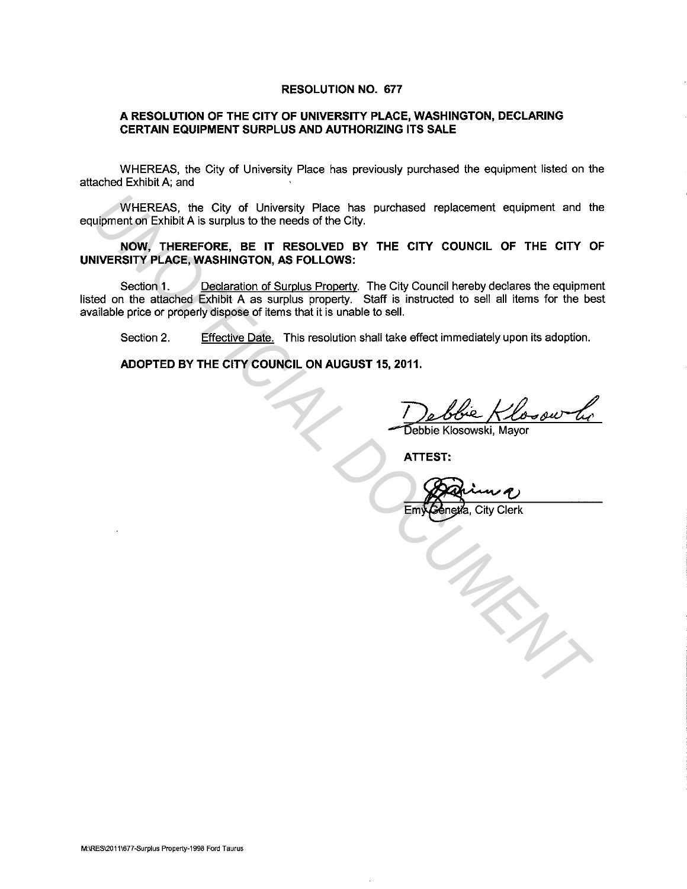**RESOLUTION NO. 677**

**A RESOLUTION OF THE CITY OF UNIVERSITY PLACE, WASHINGTON, DECLARING CERTAIN EQUIPMENT SURPLUS AND AUTHORIZING ITS SALE**

WHEREAS, the City of University Place has previously purchased the equipment listed on the attached Exhibit A; and

WHEREAS, the City of University Place has purchased replacement equipment and the equipment on Exhibit A is surplus to the needs of the City.

**NOW, THEREFORE, BE IT RESOLVED BY THE CITY COUNCIL OF THE CITY OF UNIVERSITY PLACE, WASHINGTON, AS FOLLOWS:**

Section 1. Declaration of Surplus Property. The City Council hereby declares the equipment listed on the attached Exhibit A as surplus property. Staff is instructed to sell all items for the best available price or properly dispose of items that it is unable to sell.

Section 2. Effective Date. This resolution shall take effect immediately upon its adoption.

**ADOPTED BY THE CITY COUNCIL ON AUGUST 15, 2011.**

Debbie Klosowski

Debbie Klosowski, Mayor

**ATTEST:**

Emy Genetia, City Clerk

UNOFFICIAL DOCUMENT

M:\RES\2011\677-Surplus Property-1998 Ford Taurus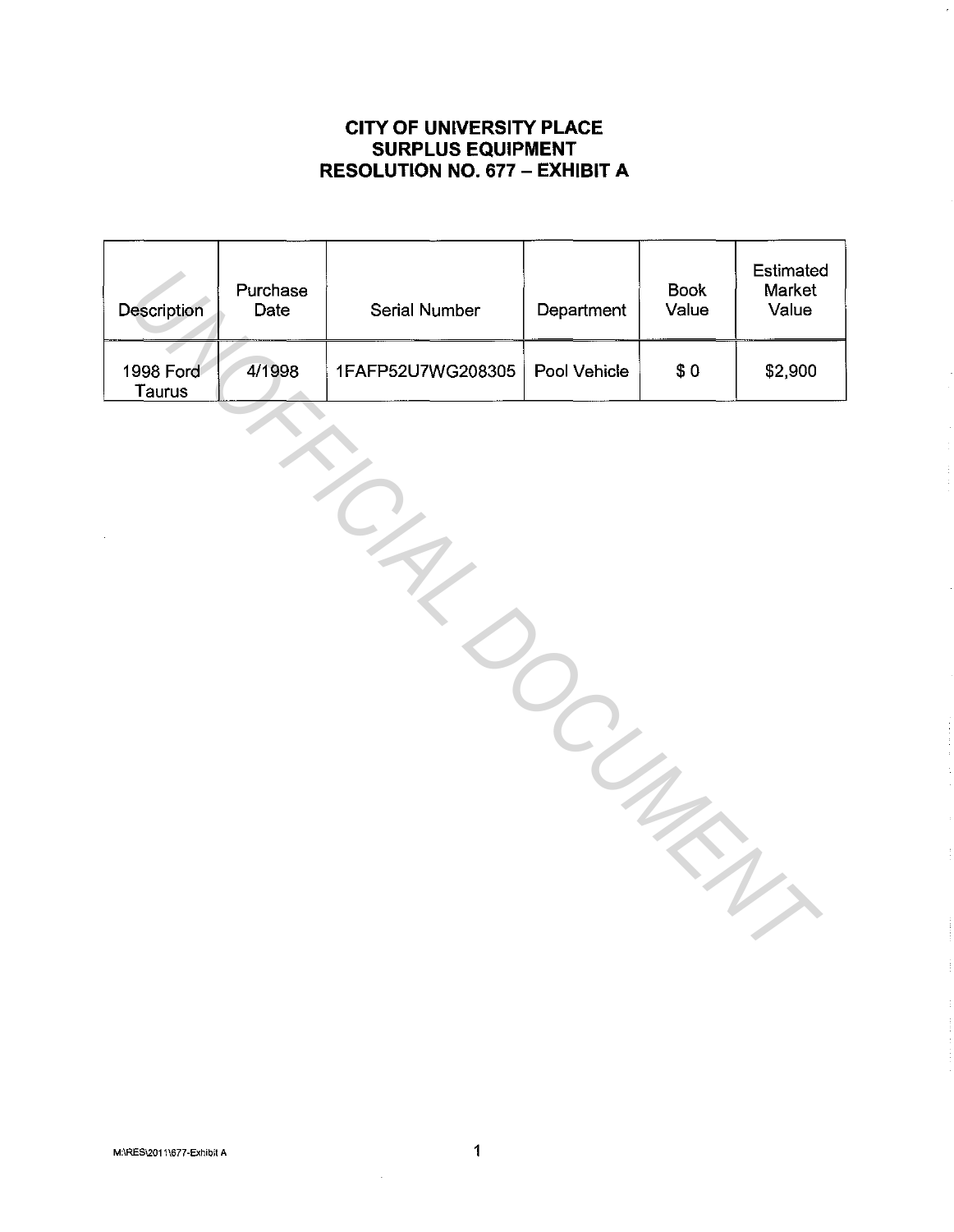**CITY OF UNIVERSITY PLACE**
**SURPLUS EQUIPMENT**
**RESOLUTION NO. 677 – EXHIBIT A**

| Description | Purchase Date | Serial Number | Department | Book Value | Estimated Market Value |
|---|---|---|---|---|---|
| 1998 Ford Taurus | 4/1998 | 1FAFP52U7WG208305 | Pool Vehicle | $ 0 | $2,900 |

UNOFFICIAL DOCUMENT

M:\RES\2011\677-Exhibit A